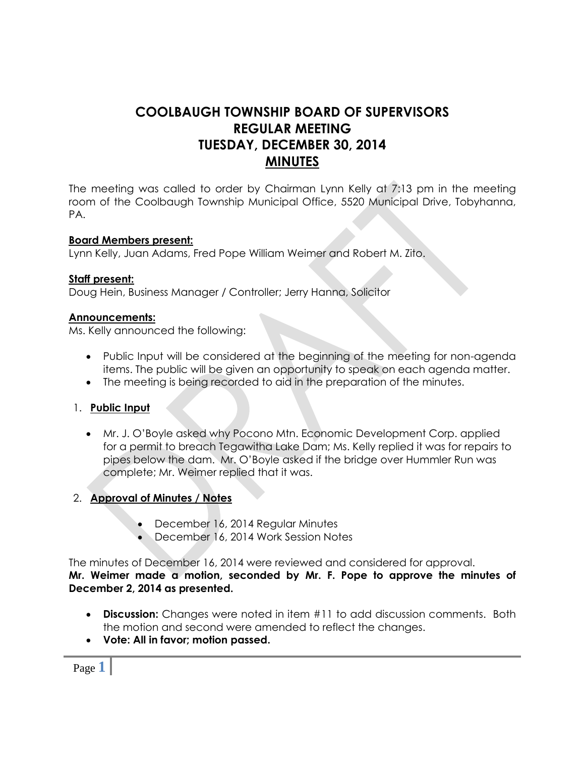# COOLBAUGH TOWNSHIP BOARD OF SUPERVISORS
# REGULAR MEETING
# TUESDAY, DECEMBER 30, 2014
# MINUTES

The meeting was called to order by Chairman Lynn Kelly at 7:13 pm in the meeting room of the Coolbaugh Township Municipal Office, 5520 Municipal Drive, Tobyhanna, PA.

**Board Members present:**
Lynn Kelly, Juan Adams, Fred Pope William Weimer and Robert M. Zito.

**Staff present:**
Doug Hein, Business Manager / Controller; Jerry Hanna, Solicitor

**Announcements:**
Ms. Kelly announced the following:

- Public Input will be considered at the beginning of the meeting for non-agenda items. The public will be given an opportunity to speak on each agenda matter.
- The meeting is being recorded to aid in the preparation of the minutes.

1. **Public Input**

   - Mr. J. O'Boyle asked why Pocono Mtn. Economic Development Corp. applied for a permit to breach Tegawitha Lake Dam; Ms. Kelly replied it was for repairs to pipes below the dam. Mr. O'Boyle asked if the bridge over Hummler Run was complete; Mr. Weimer replied that it was.

2. **Approval of Minutes / Notes**

   - December 16, 2014 Regular Minutes
   - December 16, 2014 Work Session Notes

The minutes of December 16, 2014 were reviewed and considered for approval.
**Mr. Weimer made a motion, seconded by Mr. F. Pope to approve the minutes of December 2, 2014 as presented.**

- **Discussion:** Changes were noted in item #11 to add discussion comments. Both the motion and second were amended to reflect the changes.
- **Vote: All in favor; motion passed.**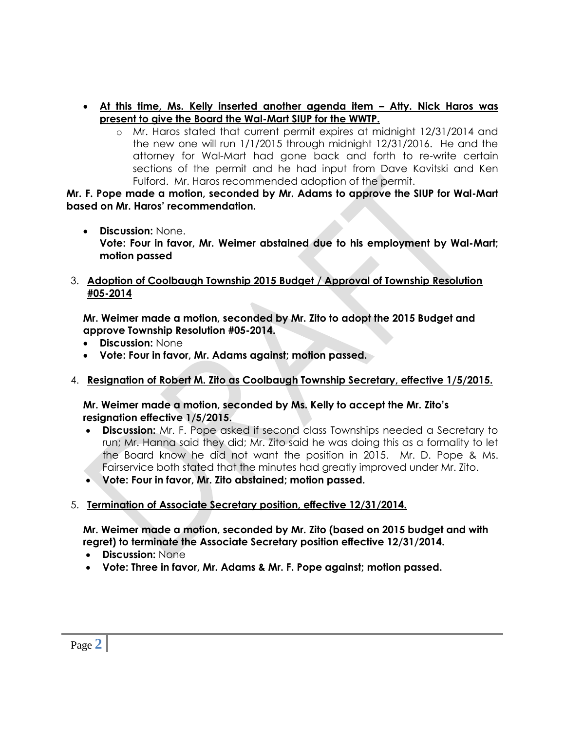- **At this time, Ms. Kelly inserted another agenda item – Atty. Nick Haros was present to give the Board the Wal-Mart SIUP for the WWTP.**
    - Mr. Haros stated that current permit expires at midnight 12/31/2014 and the new one will run 1/1/2015 through midnight 12/31/2016. He and the attorney for Wal-Mart had gone back and forth to re-write certain sections of the permit and he had input from Dave Kavitski and Ken Fulford. Mr. Haros recommended adoption of the permit.

**Mr. F. Pope made a motion, seconded by Mr. Adams to approve the SIUP for Wal-Mart based on Mr. Haros' recommendation.**

- **Discussion:** None.
  **Vote: Four in favor, Mr. Weimer abstained due to his employment by Wal-Mart; motion passed**

3. **Adoption of Coolbaugh Township 2015 Budget / Approval of Township Resolution #05-2014**

   **Mr. Weimer made a motion, seconded by Mr. Zito to adopt the 2015 Budget and approve Township Resolution #05-2014.**
   - **Discussion:** None
   - **Vote: Four in favor, Mr. Adams against; motion passed.**

4. **Resignation of Robert M. Zito as Coolbaugh Township Secretary, effective 1/5/2015.**

   **Mr. Weimer made a motion, seconded by Ms. Kelly to accept the Mr. Zito's resignation effective 1/5/2015.**
   - **Discussion:** Mr. F. Pope asked if second class Townships needed a Secretary to run; Mr. Hanna said they did; Mr. Zito said he was doing this as a formality to let the Board know he did not want the position in 2015. Mr. D. Pope & Ms. Fairservice both stated that the minutes had greatly improved under Mr. Zito.
   - **Vote: Four in favor, Mr. Zito abstained; motion passed.**

5. **Termination of Associate Secretary position, effective 12/31/2014.**

   **Mr. Weimer made a motion, seconded by Mr. Zito (based on 2015 budget and with regret) to terminate the Associate Secretary position effective 12/31/2014.**
   - **Discussion:** None
   - **Vote: Three in favor, Mr. Adams & Mr. F. Pope against; motion passed.**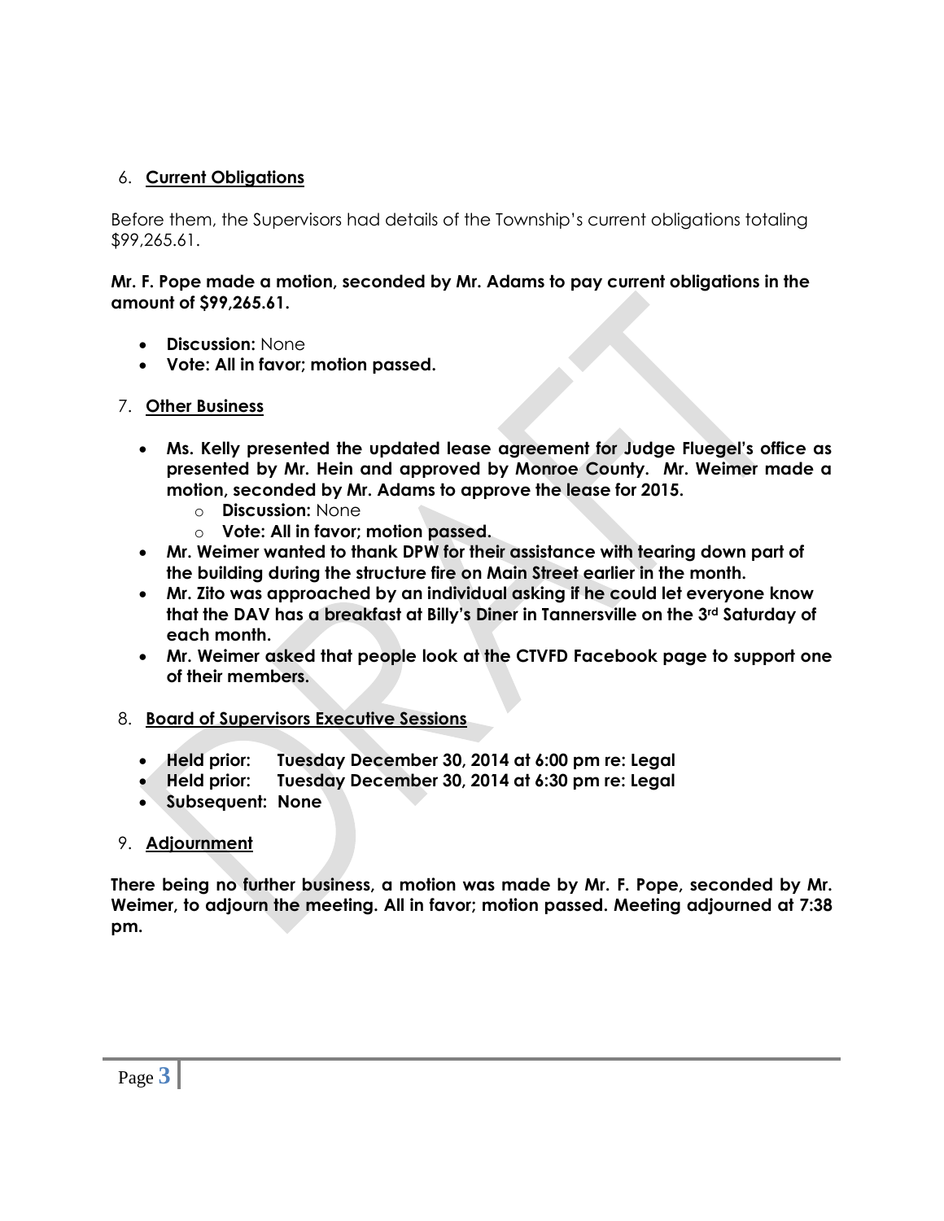6. **Current Obligations**

Before them, the Supervisors had details of the Township's current obligations totaling $99,265.61.

**Mr. F. Pope made a motion, seconded by Mr. Adams to pay current obligations in the amount of $99,265.61.**

- **Discussion:** None
- **Vote: All in favor; motion passed.**

7. **Other Business**

- **Ms. Kelly presented the updated lease agreement for Judge Fluegel's office as presented by Mr. Hein and approved by Monroe County. Mr. Weimer made a motion, seconded by Mr. Adams to approve the lease for 2015.**
  - **Discussion:** None
  - **Vote: All in favor; motion passed.**
- **Mr. Weimer wanted to thank DPW for their assistance with tearing down part of the building during the structure fire on Main Street earlier in the month.**
- **Mr. Zito was approached by an individual asking if he could let everyone know that the DAV has a breakfast at Billy's Diner in Tannersville on the 3rd Saturday of each month.**
- **Mr. Weimer asked that people look at the CTVFD Facebook page to support one of their members.**

8. **Board of Supervisors Executive Sessions**

- **Held prior: Tuesday December 30, 2014 at 6:00 pm re: Legal**
- **Held prior: Tuesday December 30, 2014 at 6:30 pm re: Legal**
- **Subsequent: None**

9. **Adjournment**

**There being no further business, a motion was made by Mr. F. Pope, seconded by Mr. Weimer, to adjourn the meeting. All in favor; motion passed. Meeting adjourned at 7:38 pm.**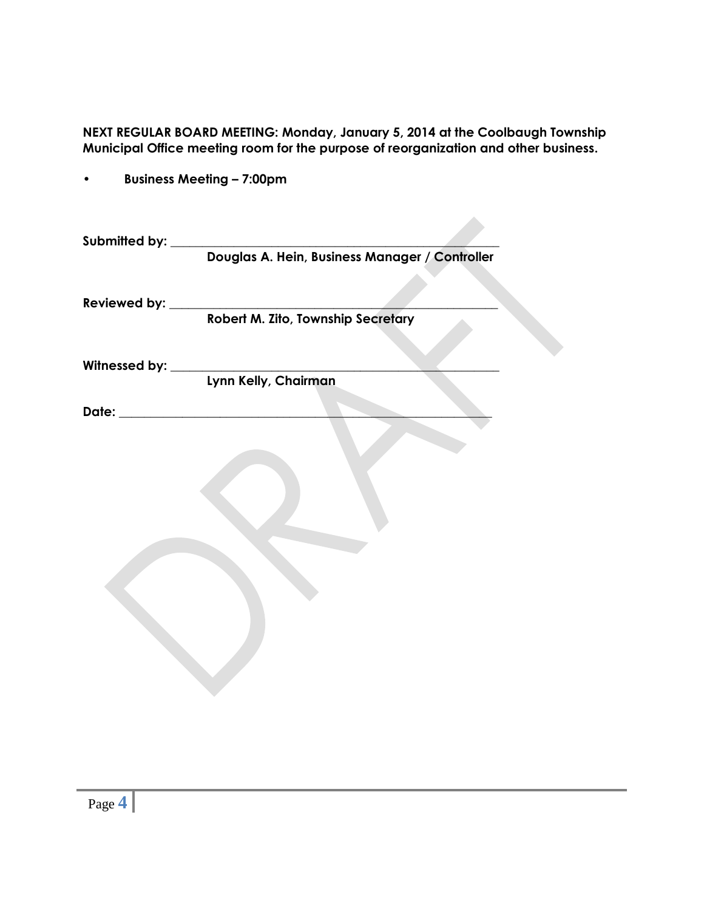**NEXT REGULAR BOARD MEETING: Monday, January 5, 2014 at the Coolbaugh Township Municipal Office meeting room for the purpose of reorganization and other business.**

- **Business Meeting – 7:00pm**

**Submitted by:** ______________________________________________
**Douglas A. Hein, Business Manager / Controller**

**Reviewed by:** ______________________________________________
**Robert M. Zito, Township Secretary**

**Witnessed by:** ______________________________________________
**Lynn Kelly, Chairman**

**Date:** ______________________________________________

DRAFT